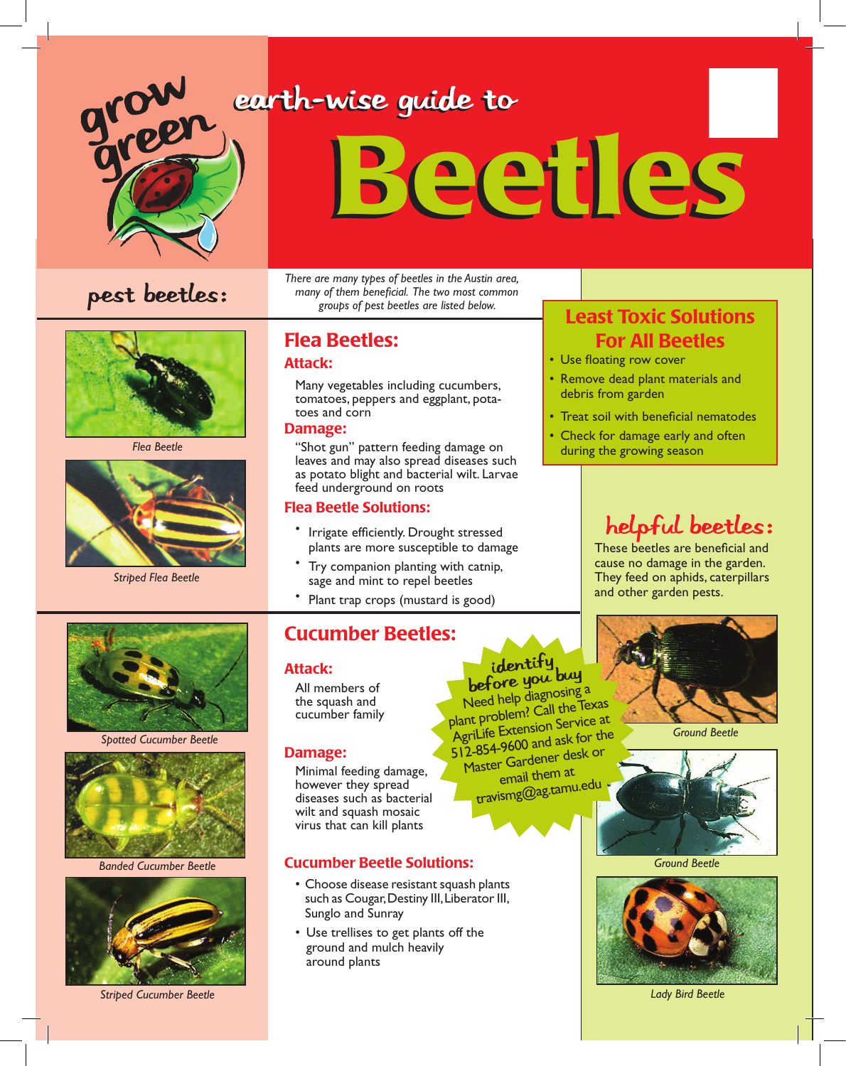grow green

# earth-wise guide to Beetles

## pest beetles:

*There are many types of beetles in the Austin area, many of them beneficial. The two most common groups of pest beetles are listed below.*

Flea Beetle

Striped Flea Beetle

## Flea Beetles:

### Attack:

Many vegetables including cucumbers, tomatoes, peppers and eggplant, potatoes and corn

### Damage:

"Shot gun" pattern feeding damage on leaves and may also spread diseases such as potato blight and bacterial wilt. Larvae feed underground on roots

### Flea Beetle Solutions:

- Irrigate efficiently. Drought stressed plants are more susceptible to damage
- Try companion planting with catnip, sage and mint to repel beetles
- Plant trap crops (mustard is good)

## Least Toxic Solutions For All Beetles

- Use floating row cover
- Remove dead plant materials and debris from garden
- Treat soil with beneficial nematodes
- Check for damage early and often during the growing season

Spotted Cucumber Beetle

Banded Cucumber Beetle

Striped Cucumber Beetle

## Cucumber Beetles:

### Attack:

All members of the squash and cucumber family

### Damage:

Minimal feeding damage, however they spread diseases such as bacterial wilt and squash mosaic virus that can kill plants

### Cucumber Beetle Solutions:

- Choose disease resistant squash plants such as Cougar, Destiny III, Liberator III, Sunglo and Sunray
- Use trellises to get plants off the ground and mulch heavily around plants

**identify before you buy**

Need help diagnosing a plant problem? Call the Texas AgriLife Extension Service at 512-854-9600 and ask for the Master Gardener desk or email them at travismg@ag.tamu.edu

## helpful beetles:

These beetles are beneficial and cause no damage in the garden. They feed on aphids, caterpillars and other garden pests.

Ground Beetle

Ground Beetle

Lady Bird Beetle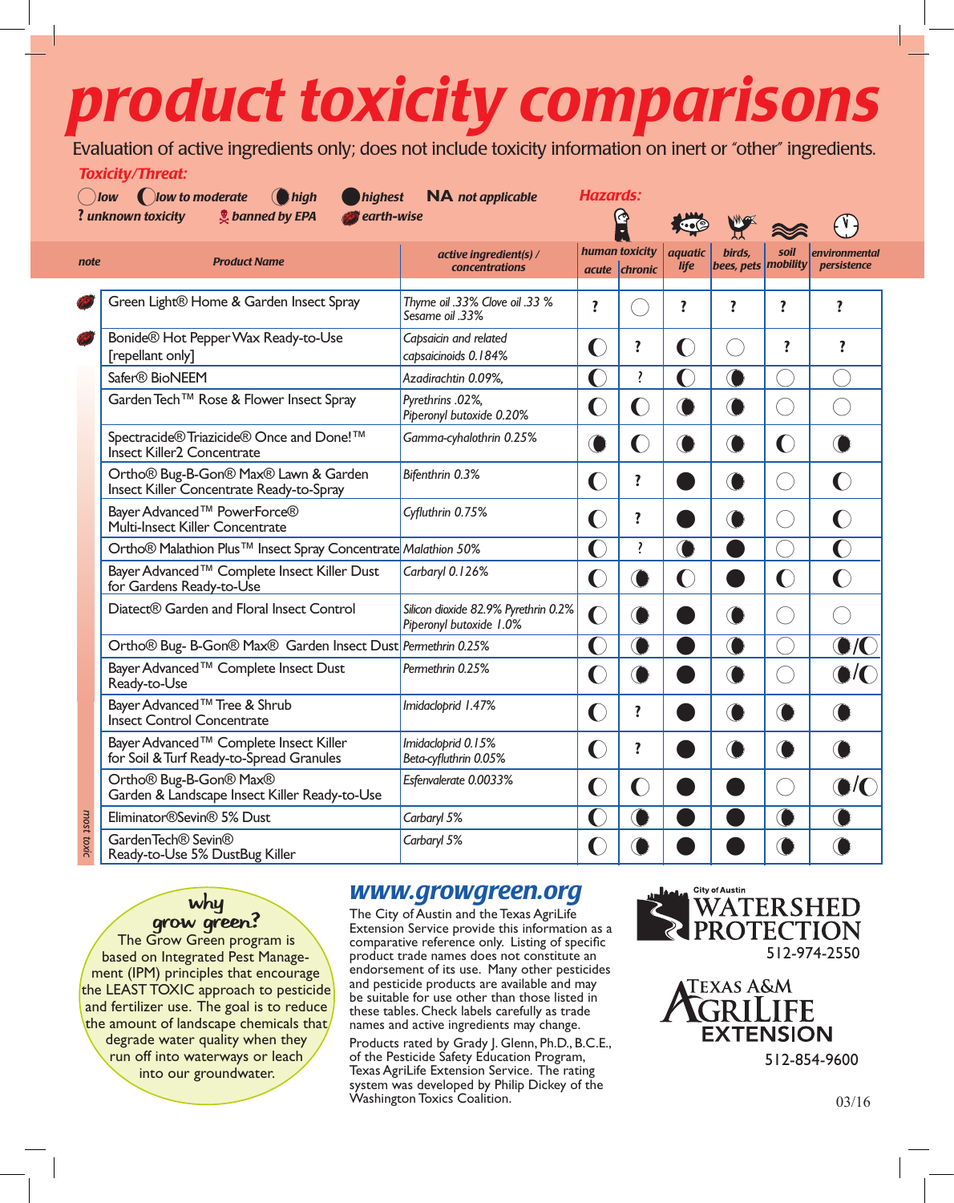# product toxicity comparisons

Evaluation of active ingredients only; does not include toxicity information on inert or "other" ingredients.

***Toxicity/Threat:***

◯ *low* ◐ *low to moderate* ◕ *high* ● *highest* **NA** *not applicable*

**?** *unknown toxicity* ☠ *banned by EPA* 🐞 *earth-wise*

***Hazards:***

| note | Product Name | active ingredient(s) / concentrations | human toxicity acute | human toxicity chronic | aquatic life | birds, bees, pets | soil mobility | environmental persistence |
|---|---|---|---|---|---|---|---|---|
| earth-wise | Green Light® Home & Garden Insect Spray | Thyme oil .33% Clove oil .33 % Sesame oil .33% | ? | ◯ | ? | ? | ? | ? |
| earth-wise | Bonide® Hot Pepper Wax Ready-to-Use [repellant only] | Capsaicin and related capsaicinoids 0.184% | ◐ | ? | ◐ | ◯ | ? | ? |
| | Safer® BioNEEM | Azadirachtin 0.09%, | ◐ | ? | ◐ | ◕ | ◯ | ◯ |
| | Garden Tech™ Rose & Flower Insect Spray | Pyrethrins .02%, Piperonyl butoxide 0.20% | ◐ | ◐ | ◕ | ◕ | ◯ | ◯ |
| | Spectracide® Triazicide® Once and Done!™ Insect Killer2 Concentrate | Gamma-cyhalothrin 0.25% | ◕ | ◐ | ◕ | ◕ | ◐ | ◕ |
| | Ortho® Bug-B-Gon® Max® Lawn & Garden Insect Killer Concentrate Ready-to-Spray | Bifenthrin 0.3% | ◐ | ? | ● | ◕ | ◯ | ◐ |
| | Bayer Advanced™ PowerForce® Multi-Insect Killer Concentrate | Cyfluthrin 0.75% | ◐ | ? | ● | ◕ | ◯ | ◐ |
| | Ortho® Malathion Plus™ Insect Spray Concentrate | Malathion 50% | ◐ | ? | ◕ | ● | ◯ | ◐ |
| | Bayer Advanced™ Complete Insect Killer Dust for Gardens Ready-to-Use | Carbaryl 0.126% | ◐ | ◕ | ◐ | ● | ◐ | ◐ |
| | Diatect® Garden and Floral Insect Control | Silicon dioxide 82.9% Pyrethrin 0.2% Piperonyl butoxide 1.0% | ◐ | ◕ | ● | ◕ | ◯ | ◯ |
| | Ortho® Bug- B-Gon® Max® Garden Insect Dust | Permethrin 0.25% | ◐ | ◕ | ● | ◕ | ◯ | ◕/◐ |
| | Bayer Advanced™ Complete Insect Dust Ready-to-Use | Permethrin 0.25% | ◐ | ◕ | ● | ◕ | ◯ | ◕/◐ |
| | Bayer Advanced™ Tree & Shrub Insect Control Concentrate | Imidacloprid 1.47% | ◐ | ? | ● | ◕ | ◕ | ◕ |
| | Bayer Advanced™ Complete Insect Killer for Soil & Turf Ready-to-Spread Granules | Imidacloprid 0.15% Beta-cyfluthrin 0.05% | ◐ | ? | ● | ◕ | ◕ | ◕ |
| | Ortho® Bug-B-Gon® Max® Garden & Landscape Insect Killer Ready-to-Use | Esfenvalerate 0.0033% | ◐ | ◐ | ● | ● | ◯ | ◕/◐ |
| | Eliminator®Sevin® 5% Dust | Carbaryl 5% | ◐ | ◕ | ● | ● | ◕ | ◕ |
| most toxic | GardenTech® Sevin® Ready-to-Use 5% DustBug Killer | Carbaryl 5% | ◐ | ◕ | ● | ● | ◕ | ◕ |

## why grow green?

The Grow Green program is based on Integrated Pest Management (IPM) principles that encourage the LEAST TOXIC approach to pesticide and fertilizer use. The goal is to reduce the amount of landscape chemicals that degrade water quality when they run off into waterways or leach into our groundwater.

## www.growgreen.org

The City of Austin and the Texas AgriLife Extension Service provide this information as a comparative reference only. Listing of specific product trade names does not constitute an endorsement of its use. Many other pesticides and pesticide products are available and may be suitable for use other than those listed in these tables. Check labels carefully as trade names and active ingredients may change.

Products rated by Grady J. Glenn, Ph.D., B.C.E., of the Pesticide Safety Education Program, Texas AgriLife Extension Service. The rating system was developed by Philip Dickey of the Washington Toxics Coalition.

City of Austin WATERSHED PROTECTION 512-974-2550

TEXAS A&M AGRILIFE EXTENSION 512-854-9600

03/16